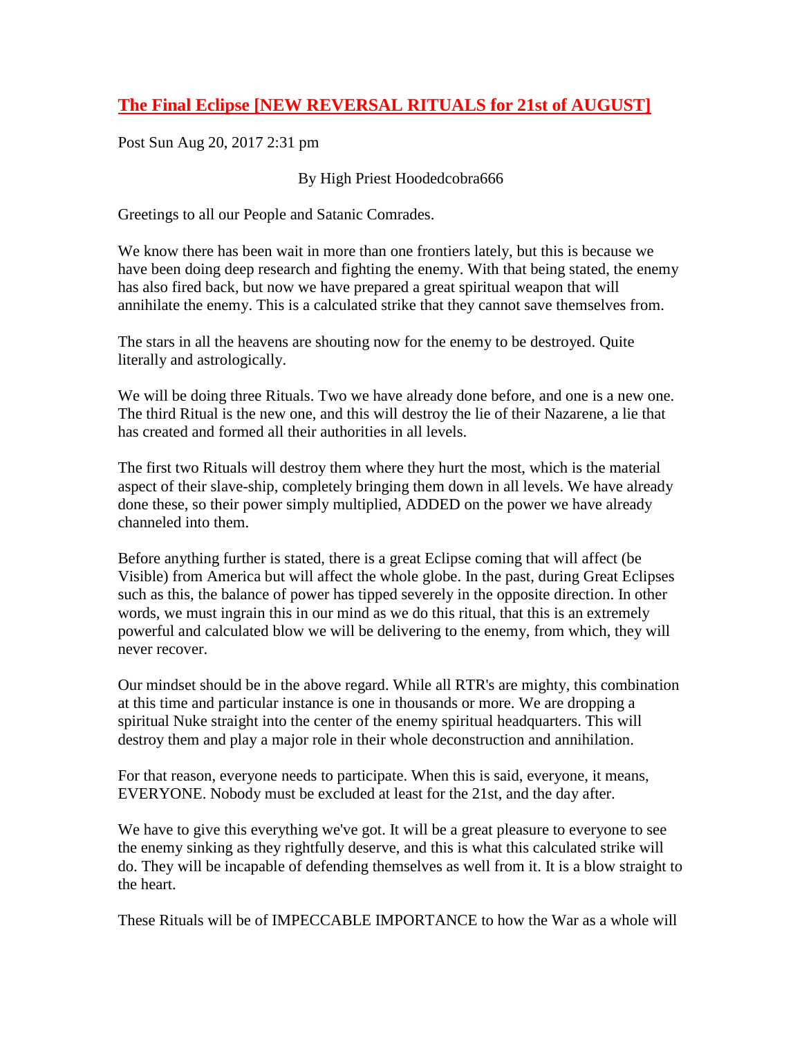# The Final Eclipse [NEW REVERSAL RITUALS for 21st of AUGUST]

Post Sun Aug 20, 2017 2:31 pm

By High Priest Hoodedcobra666

Greetings to all our People and Satanic Comrades.

We know there has been wait in more than one frontiers lately, but this is because we have been doing deep research and fighting the enemy. With that being stated, the enemy has also fired back, but now we have prepared a great spiritual weapon that will annihilate the enemy. This is a calculated strike that they cannot save themselves from.

The stars in all the heavens are shouting now for the enemy to be destroyed. Quite literally and astrologically.

We will be doing three Rituals. Two we have already done before, and one is a new one. The third Ritual is the new one, and this will destroy the lie of their Nazarene, a lie that has created and formed all their authorities in all levels.

The first two Rituals will destroy them where they hurt the most, which is the material aspect of their slave-ship, completely bringing them down in all levels. We have already done these, so their power simply multiplied, ADDED on the power we have already channeled into them.

Before anything further is stated, there is a great Eclipse coming that will affect (be Visible) from America but will affect the whole globe. In the past, during Great Eclipses such as this, the balance of power has tipped severely in the opposite direction. In other words, we must ingrain this in our mind as we do this ritual, that this is an extremely powerful and calculated blow we will be delivering to the enemy, from which, they will never recover.

Our mindset should be in the above regard. While all RTR's are mighty, this combination at this time and particular instance is one in thousands or more. We are dropping a spiritual Nuke straight into the center of the enemy spiritual headquarters. This will destroy them and play a major role in their whole deconstruction and annihilation.

For that reason, everyone needs to participate. When this is said, everyone, it means, EVERYONE. Nobody must be excluded at least for the 21st, and the day after.

We have to give this everything we've got. It will be a great pleasure to everyone to see the enemy sinking as they rightfully deserve, and this is what this calculated strike will do. They will be incapable of defending themselves as well from it. It is a blow straight to the heart.

These Rituals will be of IMPECCABLE IMPORTANCE to how the War as a whole will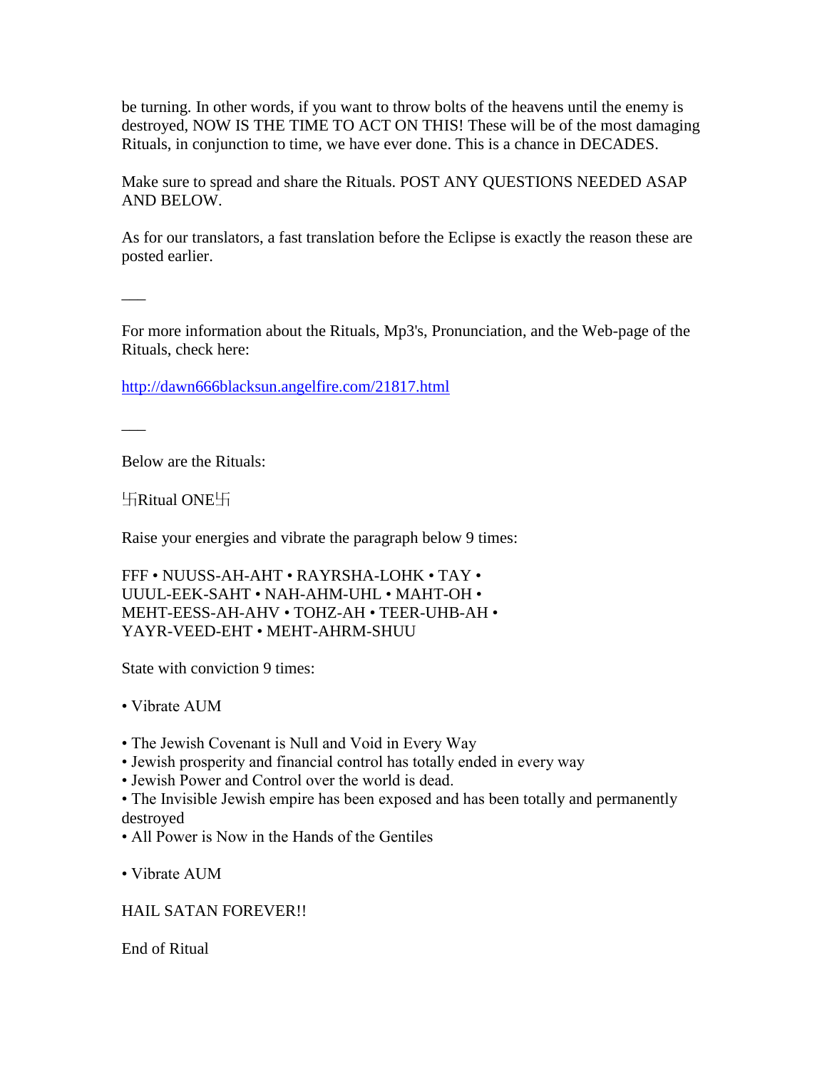be turning. In other words, if you want to throw bolts of the heavens until the enemy is destroyed, NOW IS THE TIME TO ACT ON THIS! These will be of the most damaging Rituals, in conjunction to time, we have ever done. This is a chance in DECADES.

Make sure to spread and share the Rituals. POST ANY QUESTIONS NEEDED ASAP AND BELOW.

As for our translators, a fast translation before the Eclipse is exactly the reason these are posted earlier.

—

For more information about the Rituals, Mp3's, Pronunciation, and the Web-page of the Rituals, check here:

[http://dawn666blacksun.angelfire.com/21817.html](http://dawn666blacksun.angelfire.com/21817.html)

—

Below are the Rituals:

卐Ritual ONE卐

Raise your energies and vibrate the paragraph below 9 times:

FFF • NUUSS-AH-AHT • RAYRSHA-LOHK • TAY • UUUL-EEK-SAHT • NAH-AHM-UHL • MAHT-OH • MEHT-EESS-AH-AHV • TOHZ-AH • TEER-UHB-AH • YAYR-VEED-EHT • MEHT-AHRM-SHUU

State with conviction 9 times:

• Vibrate AUM

• The Jewish Covenant is Null and Void in Every Way
• Jewish prosperity and financial control has totally ended in every way
• Jewish Power and Control over the world is dead.
• The Invisible Jewish empire has been exposed and has been totally and permanently destroyed
• All Power is Now in the Hands of the Gentiles

• Vibrate AUM

HAIL SATAN FOREVER!!

End of Ritual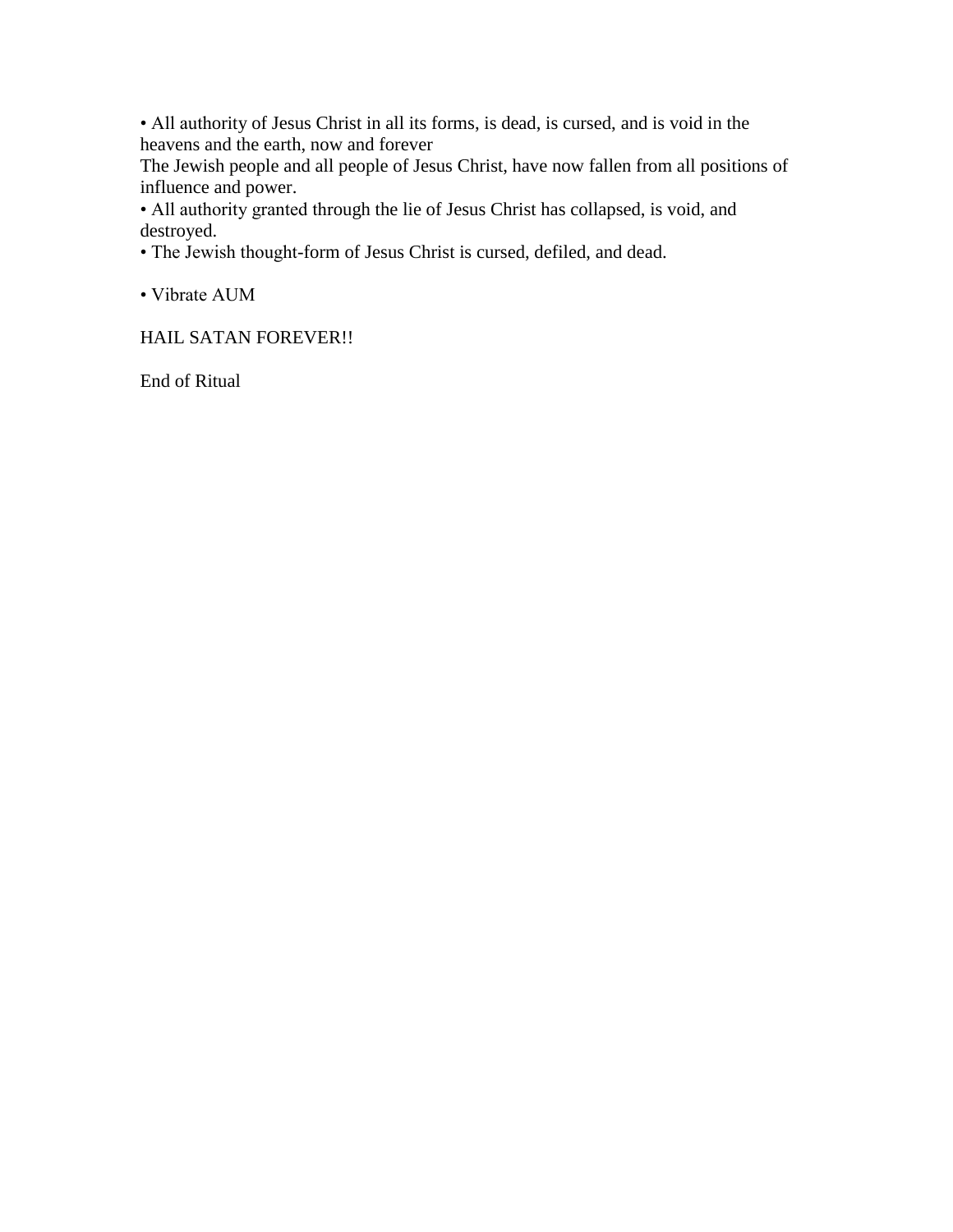- All authority of Jesus Christ in all its forms, is dead, is cursed, and is void in the heavens and the earth, now and forever

The Jewish people and all people of Jesus Christ, have now fallen from all positions of influence and power.

- All authority granted through the lie of Jesus Christ has collapsed, is void, and destroyed.
- The Jewish thought-form of Jesus Christ is cursed, defiled, and dead.

- Vibrate AUM

HAIL SATAN FOREVER!!

End of Ritual